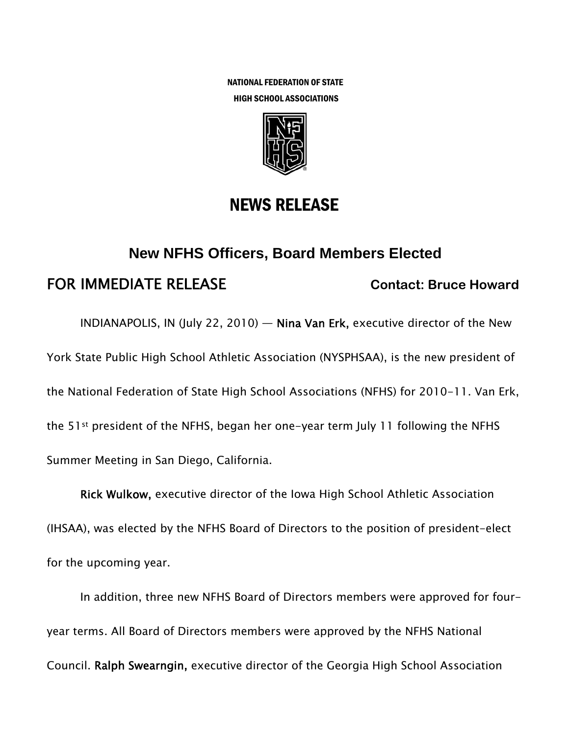NATIONAL FEDERATION OF STATE
HIGH SCHOOL ASSOCIATIONS

# NEWS RELEASE

## New NFHS Officers, Board Members Elected

**FOR IMMEDIATE RELEASE** **Contact: Bruce Howard**

INDIANAPOLIS, IN (July 22, 2010) — **Nina Van Erk,** executive director of the New York State Public High School Athletic Association (NYSPHSAA), is the new president of the National Federation of State High School Associations (NFHS) for 2010-11. Van Erk, the 51st president of the NFHS, began her one-year term July 11 following the NFHS Summer Meeting in San Diego, California.

**Rick Wulkow,** executive director of the Iowa High School Athletic Association (IHSAA), was elected by the NFHS Board of Directors to the position of president-elect for the upcoming year.

In addition, three new NFHS Board of Directors members were approved for four-year terms. All Board of Directors members were approved by the NFHS National Council. **Ralph Swearngin,** executive director of the Georgia High School Association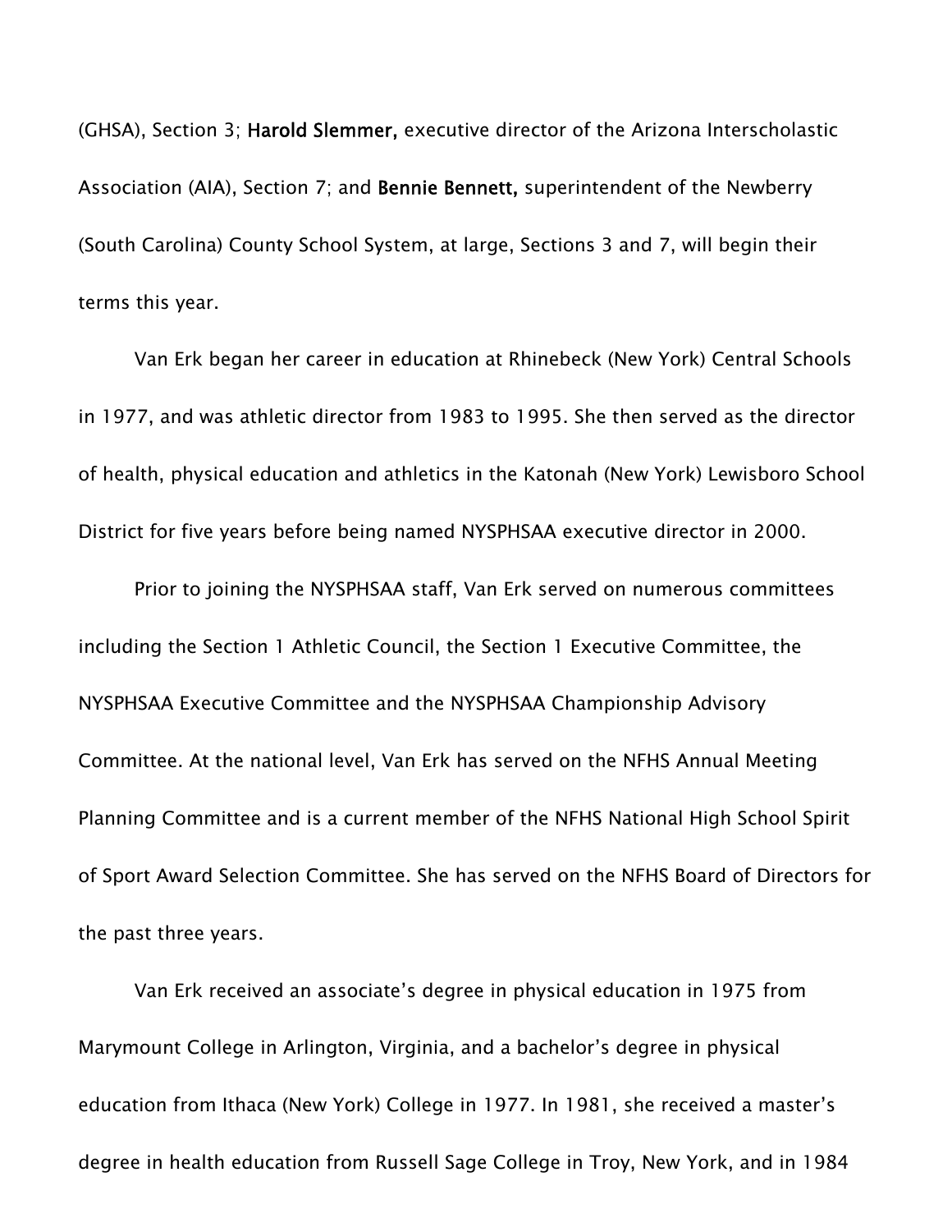(GHSA), Section 3; **Harold Slemmer,** executive director of the Arizona Interscholastic Association (AIA), Section 7; and **Bennie Bennett,** superintendent of the Newberry (South Carolina) County School System, at large, Sections 3 and 7, will begin their terms this year.

Van Erk began her career in education at Rhinebeck (New York) Central Schools in 1977, and was athletic director from 1983 to 1995. She then served as the director of health, physical education and athletics in the Katonah (New York) Lewisboro School District for five years before being named NYSPHSAA executive director in 2000.

Prior to joining the NYSPHSAA staff, Van Erk served on numerous committees including the Section 1 Athletic Council, the Section 1 Executive Committee, the NYSPHSAA Executive Committee and the NYSPHSAA Championship Advisory Committee. At the national level, Van Erk has served on the NFHS Annual Meeting Planning Committee and is a current member of the NFHS National High School Spirit of Sport Award Selection Committee. She has served on the NFHS Board of Directors for the past three years.

Van Erk received an associate's degree in physical education in 1975 from Marymount College in Arlington, Virginia, and a bachelor's degree in physical education from Ithaca (New York) College in 1977. In 1981, she received a master's degree in health education from Russell Sage College in Troy, New York, and in 1984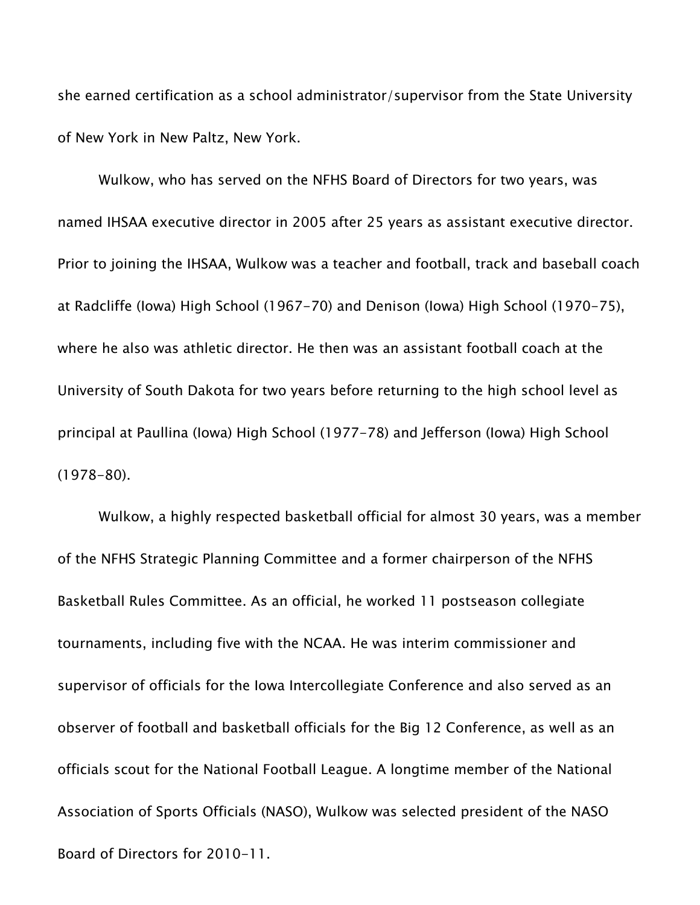she earned certification as a school administrator/supervisor from the State University of New York in New Paltz, New York.

Wulkow, who has served on the NFHS Board of Directors for two years, was named IHSAA executive director in 2005 after 25 years as assistant executive director. Prior to joining the IHSAA, Wulkow was a teacher and football, track and baseball coach at Radcliffe (Iowa) High School (1967-70) and Denison (Iowa) High School (1970-75), where he also was athletic director. He then was an assistant football coach at the University of South Dakota for two years before returning to the high school level as principal at Paullina (Iowa) High School (1977-78) and Jefferson (Iowa) High School (1978-80).

Wulkow, a highly respected basketball official for almost 30 years, was a member of the NFHS Strategic Planning Committee and a former chairperson of the NFHS Basketball Rules Committee. As an official, he worked 11 postseason collegiate tournaments, including five with the NCAA. He was interim commissioner and supervisor of officials for the Iowa Intercollegiate Conference and also served as an observer of football and basketball officials for the Big 12 Conference, as well as an officials scout for the National Football League. A longtime member of the National Association of Sports Officials (NASO), Wulkow was selected president of the NASO Board of Directors for 2010-11.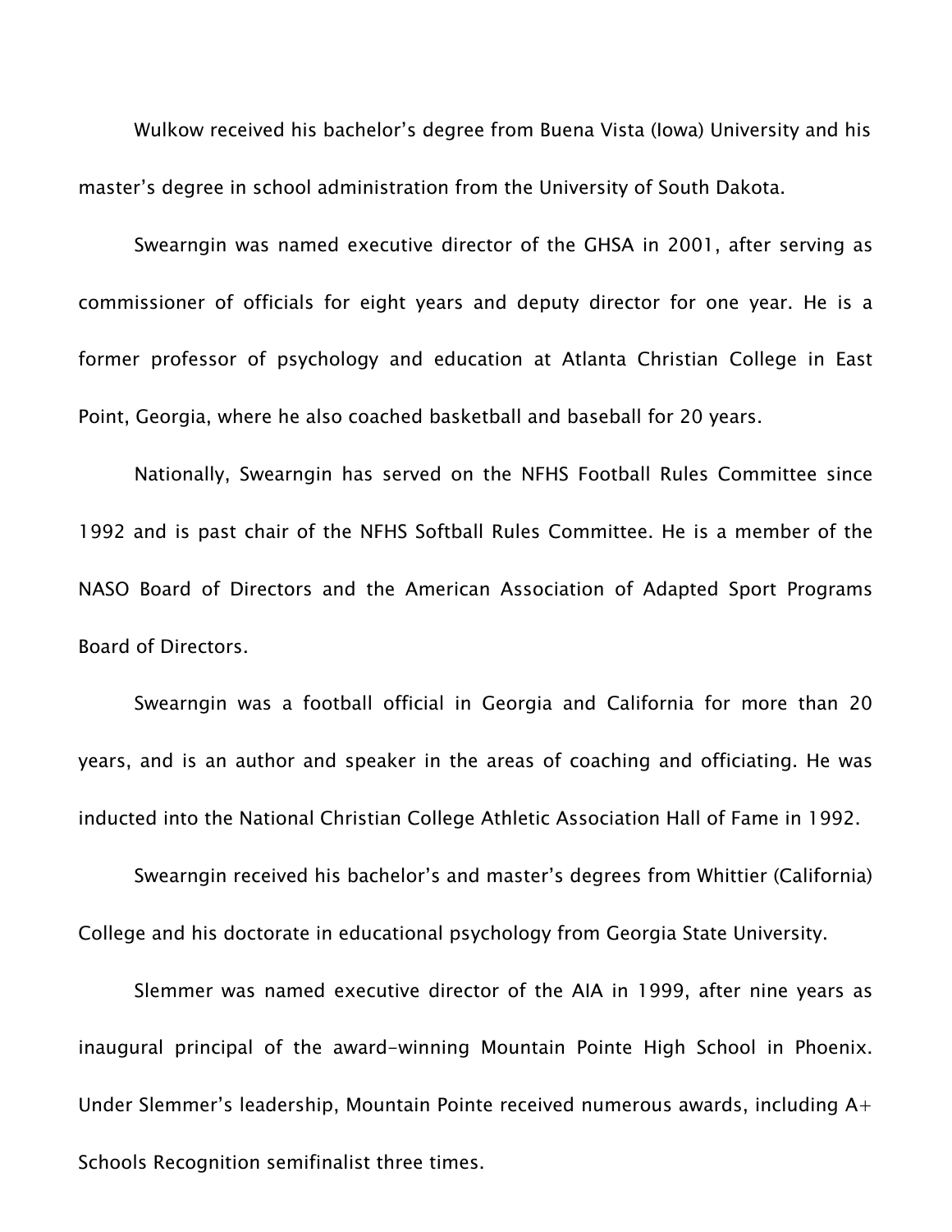Wulkow received his bachelor's degree from Buena Vista (Iowa) University and his master's degree in school administration from the University of South Dakota.

Swearngin was named executive director of the GHSA in 2001, after serving as commissioner of officials for eight years and deputy director for one year. He is a former professor of psychology and education at Atlanta Christian College in East Point, Georgia, where he also coached basketball and baseball for 20 years.

Nationally, Swearngin has served on the NFHS Football Rules Committee since 1992 and is past chair of the NFHS Softball Rules Committee. He is a member of the NASO Board of Directors and the American Association of Adapted Sport Programs Board of Directors.

Swearngin was a football official in Georgia and California for more than 20 years, and is an author and speaker in the areas of coaching and officiating. He was inducted into the National Christian College Athletic Association Hall of Fame in 1992.

Swearngin received his bachelor's and master's degrees from Whittier (California) College and his doctorate in educational psychology from Georgia State University.

Slemmer was named executive director of the AIA in 1999, after nine years as inaugural principal of the award-winning Mountain Pointe High School in Phoenix. Under Slemmer's leadership, Mountain Pointe received numerous awards, including A+ Schools Recognition semifinalist three times.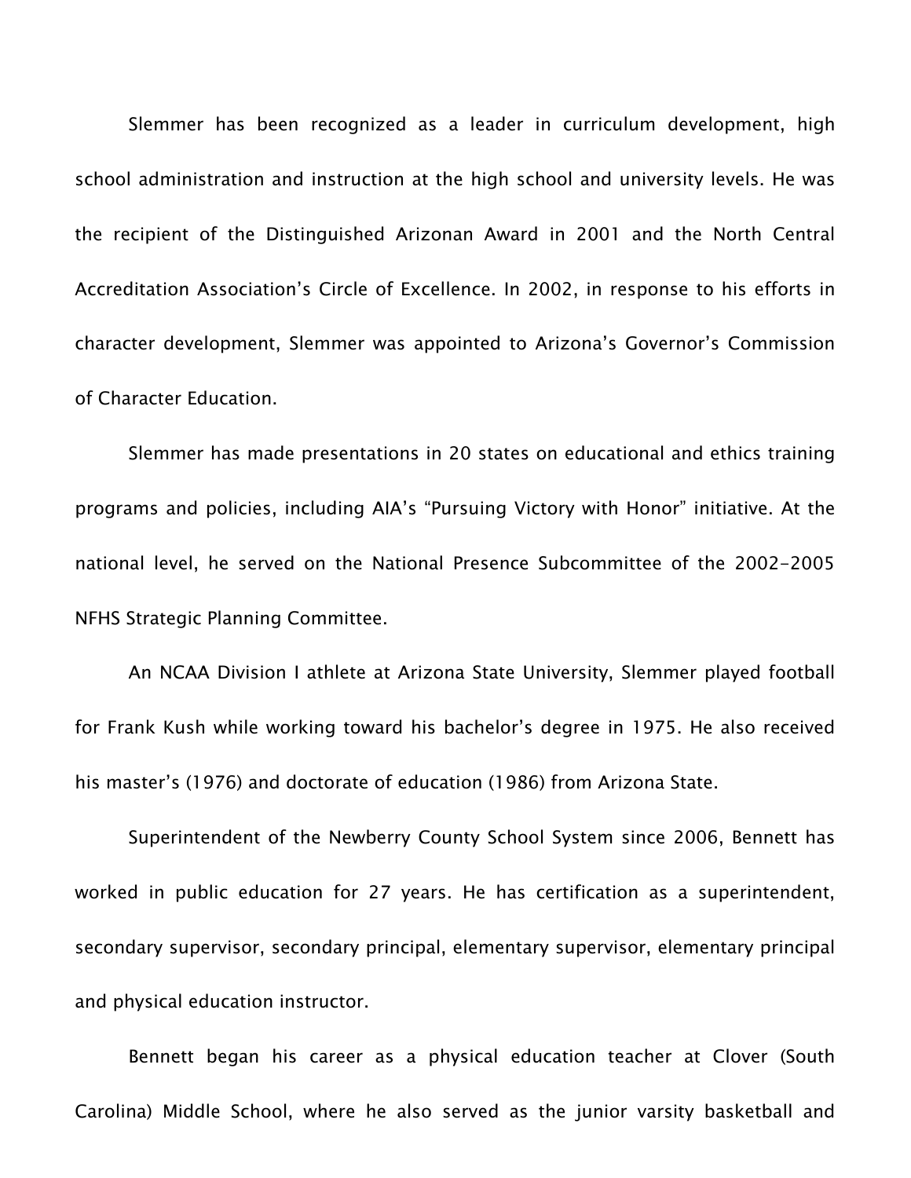Slemmer has been recognized as a leader in curriculum development, high school administration and instruction at the high school and university levels. He was the recipient of the Distinguished Arizonan Award in 2001 and the North Central Accreditation Association's Circle of Excellence. In 2002, in response to his efforts in character development, Slemmer was appointed to Arizona's Governor's Commission of Character Education.

Slemmer has made presentations in 20 states on educational and ethics training programs and policies, including AIA's "Pursuing Victory with Honor" initiative. At the national level, he served on the National Presence Subcommittee of the 2002-2005 NFHS Strategic Planning Committee.

An NCAA Division I athlete at Arizona State University, Slemmer played football for Frank Kush while working toward his bachelor's degree in 1975. He also received his master's (1976) and doctorate of education (1986) from Arizona State.

Superintendent of the Newberry County School System since 2006, Bennett has worked in public education for 27 years. He has certification as a superintendent, secondary supervisor, secondary principal, elementary supervisor, elementary principal and physical education instructor.

Bennett began his career as a physical education teacher at Clover (South Carolina) Middle School, where he also served as the junior varsity basketball and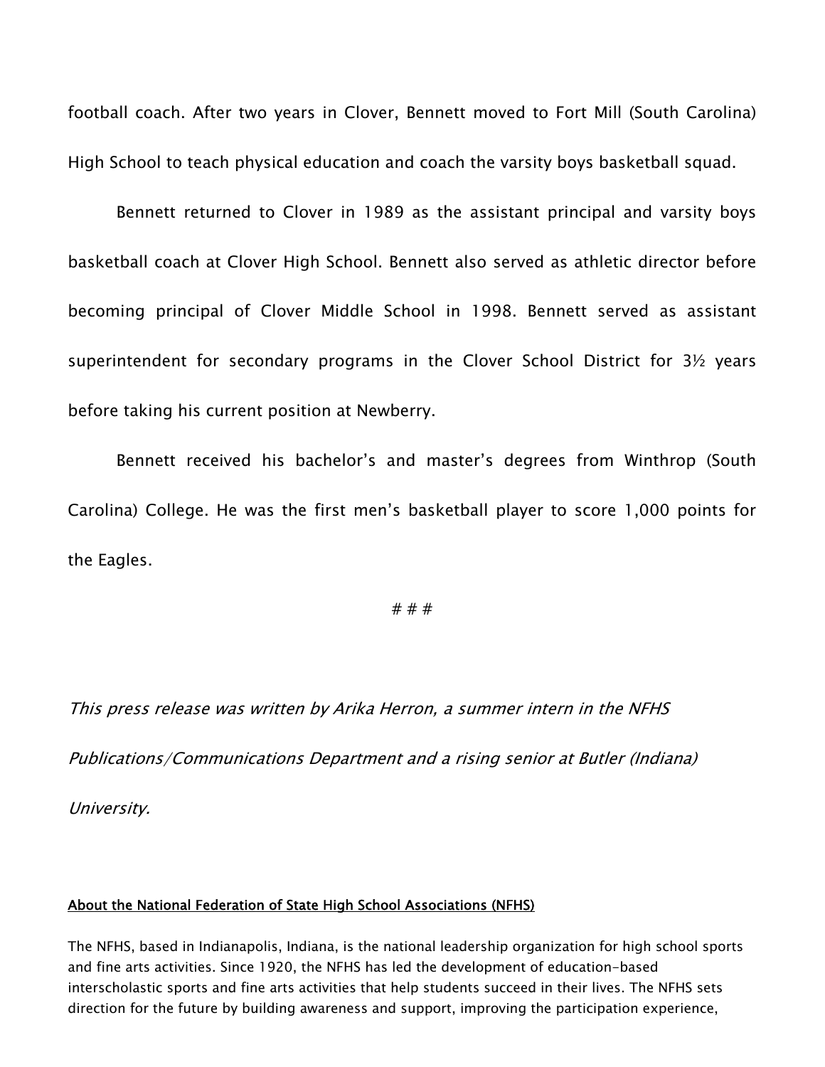football coach. After two years in Clover, Bennett moved to Fort Mill (South Carolina) High School to teach physical education and coach the varsity boys basketball squad.

Bennett returned to Clover in 1989 as the assistant principal and varsity boys basketball coach at Clover High School. Bennett also served as athletic director before becoming principal of Clover Middle School in 1998. Bennett served as assistant superintendent for secondary programs in the Clover School District for 3½ years before taking his current position at Newberry.

Bennett received his bachelor's and master's degrees from Winthrop (South Carolina) College. He was the first men's basketball player to score 1,000 points for the Eagles.

# # #

*This press release was written by Arika Herron, a summer intern in the NFHS Publications/Communications Department and a rising senior at Butler (Indiana) University.*

**About the National Federation of State High School Associations (NFHS)**

The NFHS, based in Indianapolis, Indiana, is the national leadership organization for high school sports and fine arts activities. Since 1920, the NFHS has led the development of education-based interscholastic sports and fine arts activities that help students succeed in their lives. The NFHS sets direction for the future by building awareness and support, improving the participation experience,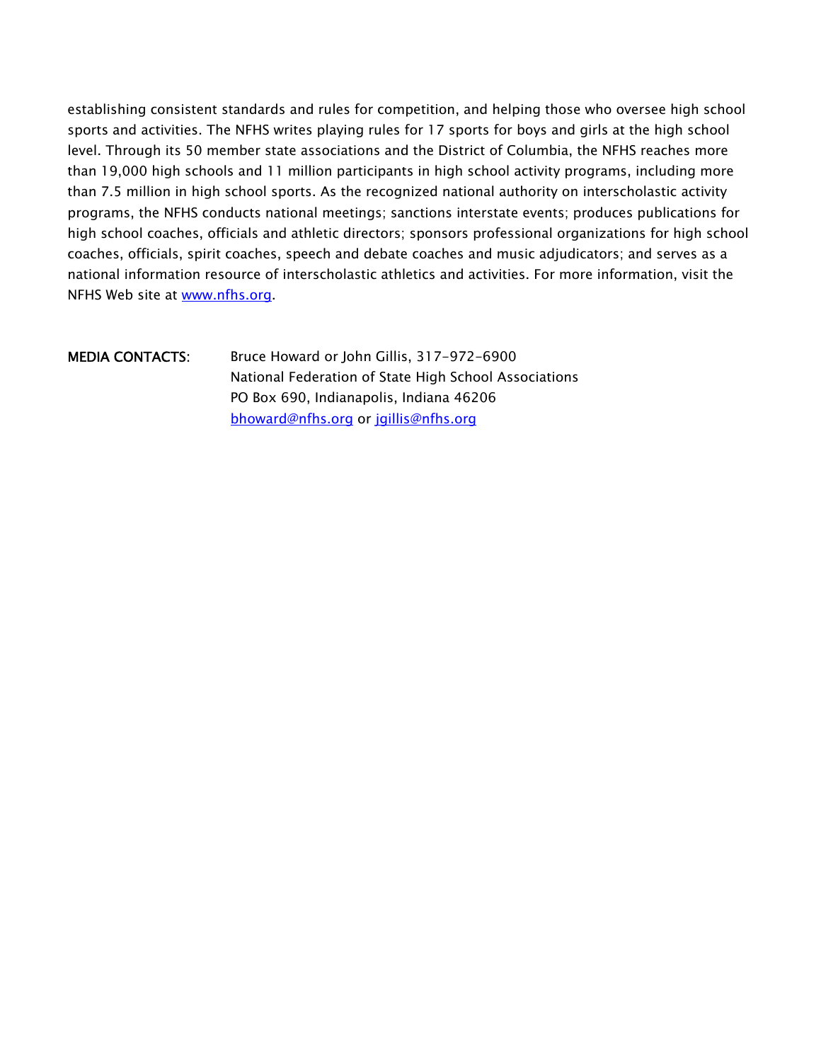establishing consistent standards and rules for competition, and helping those who oversee high school sports and activities. The NFHS writes playing rules for 17 sports for boys and girls at the high school level. Through its 50 member state associations and the District of Columbia, the NFHS reaches more than 19,000 high schools and 11 million participants in high school activity programs, including more than 7.5 million in high school sports. As the recognized national authority on interscholastic activity programs, the NFHS conducts national meetings; sanctions interstate events; produces publications for high school coaches, officials and athletic directors; sponsors professional organizations for high school coaches, officials, spirit coaches, speech and debate coaches and music adjudicators; and serves as a national information resource of interscholastic athletics and activities. For more information, visit the NFHS Web site at [www.nfhs.org](http://www.nfhs.org).

**MEDIA CONTACTS:**

Bruce Howard or John Gillis, 317-972-6900
National Federation of State High School Associations
PO Box 690, Indianapolis, Indiana 46206
[bhoward@nfhs.org](mailto:bhoward@nfhs.org) or [jgillis@nfhs.org](mailto:jgillis@nfhs.org)